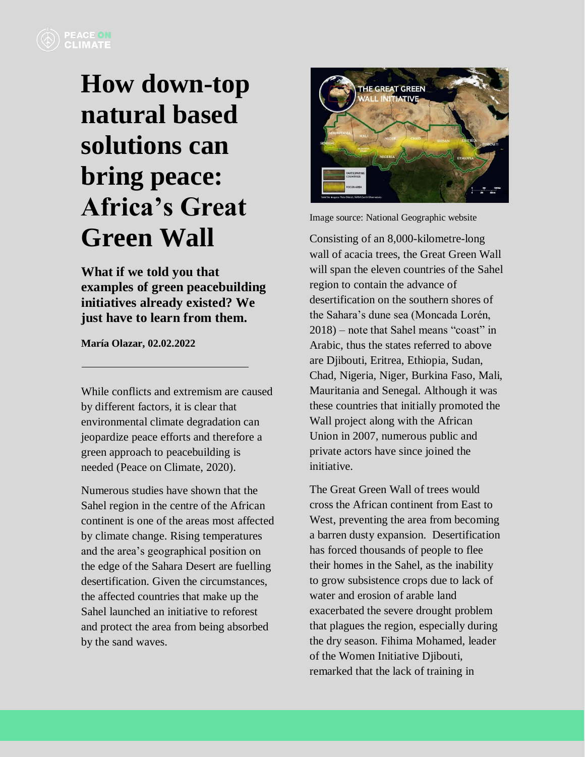# How down-top natural based solutions can bring peace: Africa's Great Green Wall

**What if we told you that examples of green peacebuilding initiatives already existed? We just have to learn from them.**

**María Olazar, 02.02.2022**

---

While conflicts and extremism are caused by different factors, it is clear that environmental climate degradation can jeopardize peace efforts and therefore a green approach to peacebuilding is needed (Peace on Climate, 2020).

Numerous studies have shown that the Sahel region in the centre of the African continent is one of the areas most affected by climate change. Rising temperatures and the area's geographical position on the edge of the Sahara Desert are fuelling desertification. Given the circumstances, the affected countries that make up the Sahel launched an initiative to reforest and protect the area from being absorbed by the sand waves.

Image source: National Geographic website

Consisting of an 8,000-kilometre-long wall of acacia trees, the Great Green Wall will span the eleven countries of the Sahel region to contain the advance of desertification on the southern shores of the Sahara's dune sea (Moncada Lorén, 2018) – note that Sahel means "coast" in Arabic, thus the states referred to above are Djibouti, Eritrea, Ethiopia, Sudan, Chad, Nigeria, Niger, Burkina Faso, Mali, Mauritania and Senegal. Although it was these countries that initially promoted the Wall project along with the African Union in 2007, numerous public and private actors have since joined the initiative.

The Great Green Wall of trees would cross the African continent from East to West, preventing the area from becoming a barren dusty expansion. Desertification has forced thousands of people to flee their homes in the Sahel, as the inability to grow subsistence crops due to lack of water and erosion of arable land exacerbated the severe drought problem that plagues the region, especially during the dry season. Fihima Mohamed, leader of the Women Initiative Djibouti, remarked that the lack of training in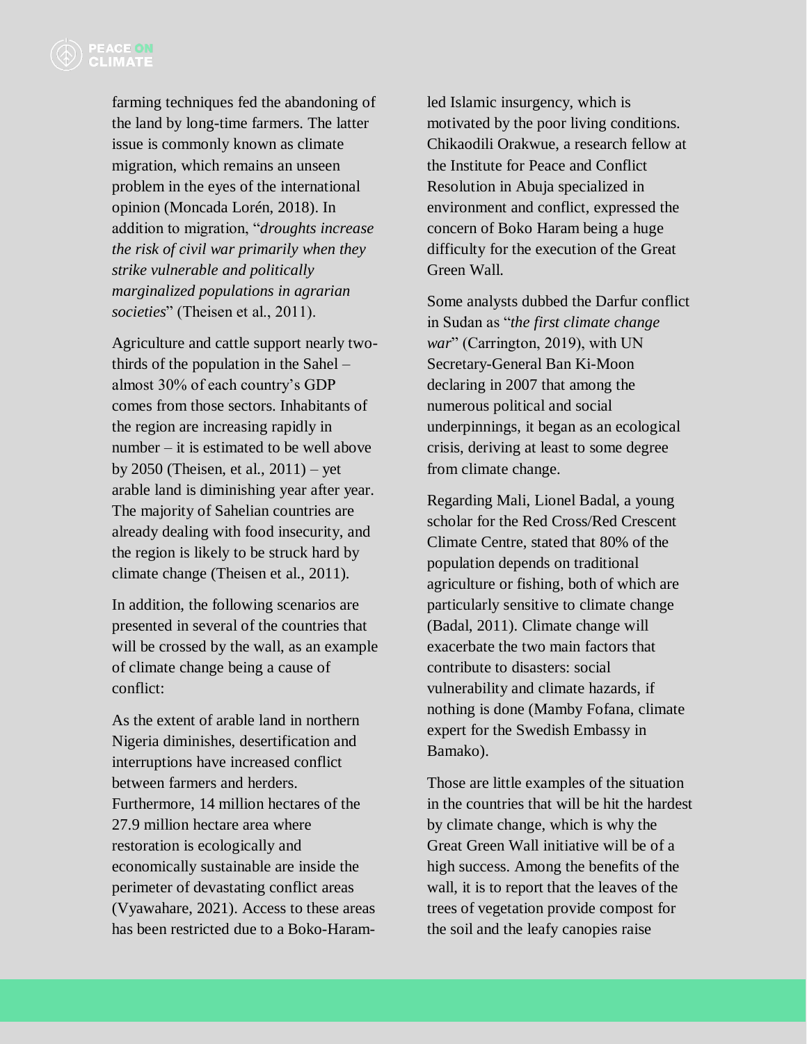farming techniques fed the abandoning of the land by long-time farmers. The latter issue is commonly known as climate migration, which remains an unseen problem in the eyes of the international opinion (Moncada Lorén, 2018). In addition to migration, "*droughts increase the risk of civil war primarily when they strike vulnerable and politically marginalized populations in agrarian societies*" (Theisen et al., 2011).

Agriculture and cattle support nearly two-thirds of the population in the Sahel – almost 30% of each country's GDP comes from those sectors. Inhabitants of the region are increasing rapidly in number – it is estimated to be well above by 2050 (Theisen, et al., 2011) – yet arable land is diminishing year after year. The majority of Sahelian countries are already dealing with food insecurity, and the region is likely to be struck hard by climate change (Theisen et al., 2011).

In addition, the following scenarios are presented in several of the countries that will be crossed by the wall, as an example of climate change being a cause of conflict:

As the extent of arable land in northern Nigeria diminishes, desertification and interruptions have increased conflict between farmers and herders. Furthermore, 14 million hectares of the 27.9 million hectare area where restoration is ecologically and economically sustainable are inside the perimeter of devastating conflict areas (Vyawahare, 2021). Access to these areas has been restricted due to a Boko-Haram-led Islamic insurgency, which is motivated by the poor living conditions. Chikaodili Orakwue, a research fellow at the Institute for Peace and Conflict Resolution in Abuja specialized in environment and conflict, expressed the concern of Boko Haram being a huge difficulty for the execution of the Great Green Wall.

Some analysts dubbed the Darfur conflict in Sudan as "*the first climate change war*" (Carrington, 2019), with UN Secretary-General Ban Ki-Moon declaring in 2007 that among the numerous political and social underpinnings, it began as an ecological crisis, deriving at least to some degree from climate change.

Regarding Mali, Lionel Badal, a young scholar for the Red Cross/Red Crescent Climate Centre, stated that 80% of the population depends on traditional agriculture or fishing, both of which are particularly sensitive to climate change (Badal, 2011). Climate change will exacerbate the two main factors that contribute to disasters: social vulnerability and climate hazards, if nothing is done (Mamby Fofana, climate expert for the Swedish Embassy in Bamako).

Those are little examples of the situation in the countries that will be hit the hardest by climate change, which is why the Great Green Wall initiative will be of a high success. Among the benefits of the wall, it is to report that the leaves of the trees of vegetation provide compost for the soil and the leafy canopies raise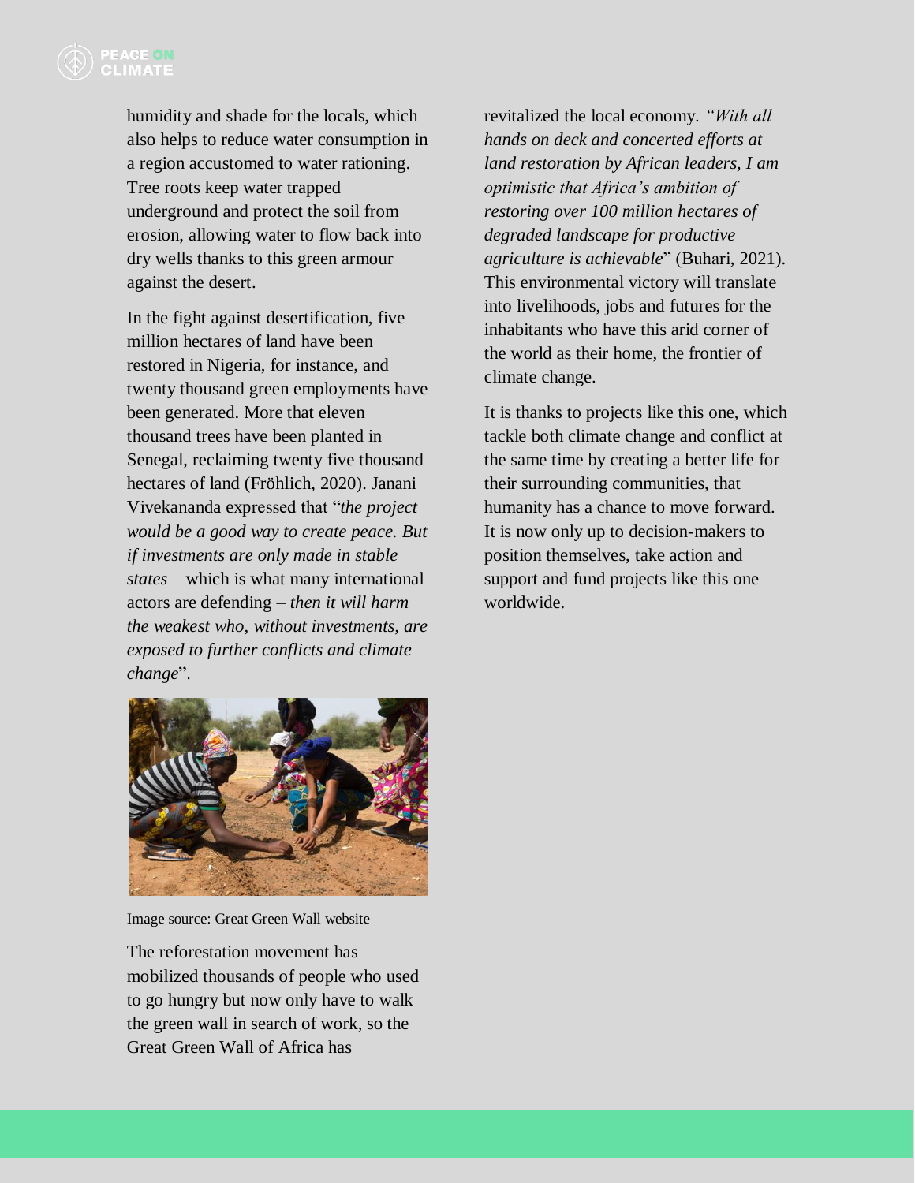humidity and shade for the locals, which also helps to reduce water consumption in a region accustomed to water rationing. Tree roots keep water trapped underground and protect the soil from erosion, allowing water to flow back into dry wells thanks to this green armour against the desert.

In the fight against desertification, five million hectares of land have been restored in Nigeria, for instance, and twenty thousand green employments have been generated. More that eleven thousand trees have been planted in Senegal, reclaiming twenty five thousand hectares of land (Fröhlich, 2020). Janani Vivekananda expressed that "*the project would be a good way to create peace. But if investments are only made in stable states* – which is what many international actors are defending – *then it will harm the weakest who, without investments, are exposed to further conflicts and climate change*".

Image source: Great Green Wall website

The reforestation movement has mobilized thousands of people who used to go hungry but now only have to walk the green wall in search of work, so the Great Green Wall of Africa has revitalized the local economy. *"With all hands on deck and concerted efforts at land restoration by African leaders, I am optimistic that Africa's ambition of restoring over 100 million hectares of degraded landscape for productive agriculture is achievable*" (Buhari, 2021). This environmental victory will translate into livelihoods, jobs and futures for the inhabitants who have this arid corner of the world as their home, the frontier of climate change.

It is thanks to projects like this one, which tackle both climate change and conflict at the same time by creating a better life for their surrounding communities, that humanity has a chance to move forward. It is now only up to decision-makers to position themselves, take action and support and fund projects like this one worldwide.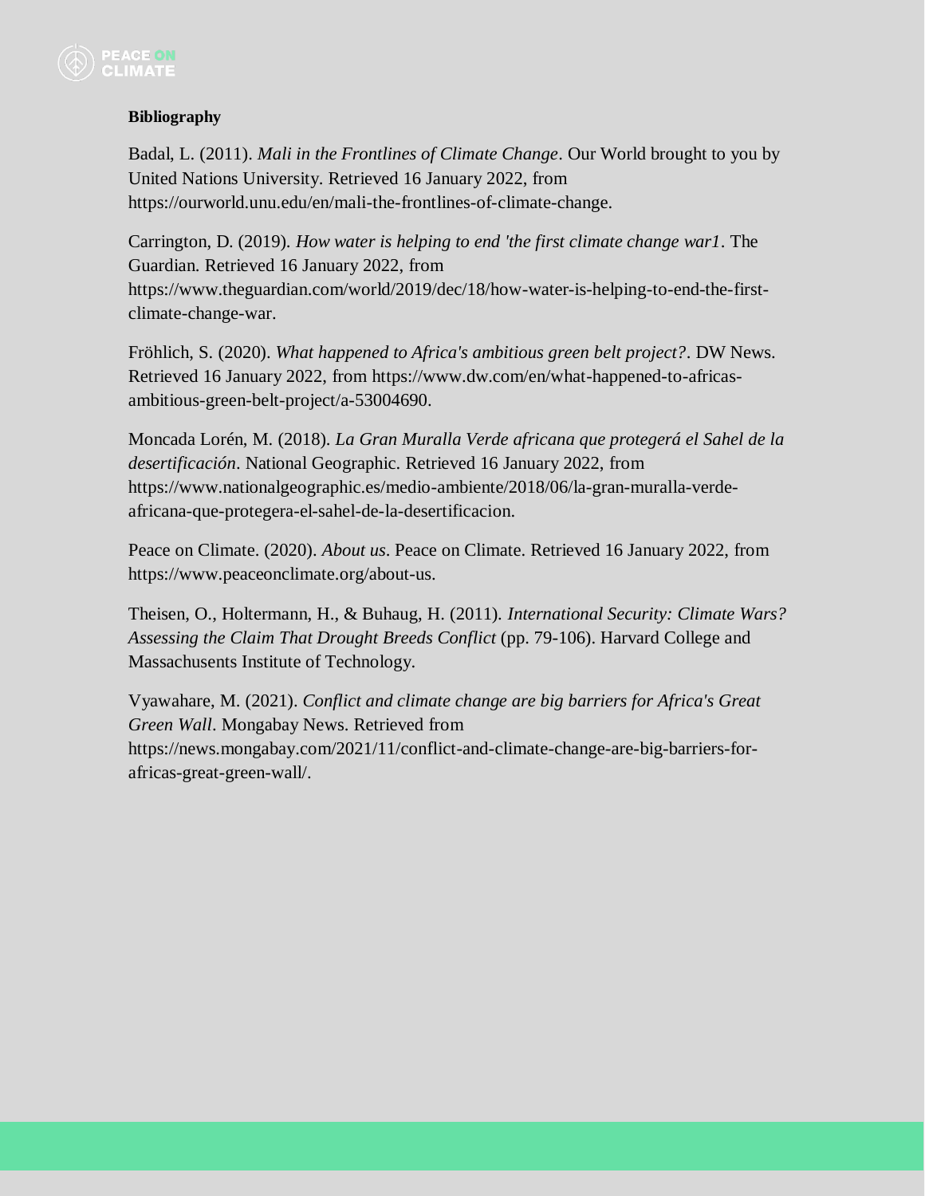**Bibliography**

Badal, L. (2011). *Mali in the Frontlines of Climate Change*. Our World brought to you by United Nations University. Retrieved 16 January 2022, from https://ourworld.unu.edu/en/mali-the-frontlines-of-climate-change.

Carrington, D. (2019). *How water is helping to end 'the first climate change war1*. The Guardian. Retrieved 16 January 2022, from https://www.theguardian.com/world/2019/dec/18/how-water-is-helping-to-end-the-first-climate-change-war.

Fröhlich, S. (2020). *What happened to Africa's ambitious green belt project?*. DW News. Retrieved 16 January 2022, from https://www.dw.com/en/what-happened-to-africas-ambitious-green-belt-project/a-53004690.

Moncada Lorén, M. (2018). *La Gran Muralla Verde africana que protegerá el Sahel de la desertificación*. National Geographic. Retrieved 16 January 2022, from https://www.nationalgeographic.es/medio-ambiente/2018/06/la-gran-muralla-verde-africana-que-protegera-el-sahel-de-la-desertificacion.

Peace on Climate. (2020). *About us*. Peace on Climate. Retrieved 16 January 2022, from https://www.peaceonclimate.org/about-us.

Theisen, O., Holtermann, H., & Buhaug, H. (2011). *International Security: Climate Wars? Assessing the Claim That Drought Breeds Conflict* (pp. 79-106). Harvard College and Massachusents Institute of Technology.

Vyawahare, M. (2021). *Conflict and climate change are big barriers for Africa's Great Green Wall*. Mongabay News. Retrieved from https://news.mongabay.com/2021/11/conflict-and-climate-change-are-big-barriers-for-africas-great-green-wall/.